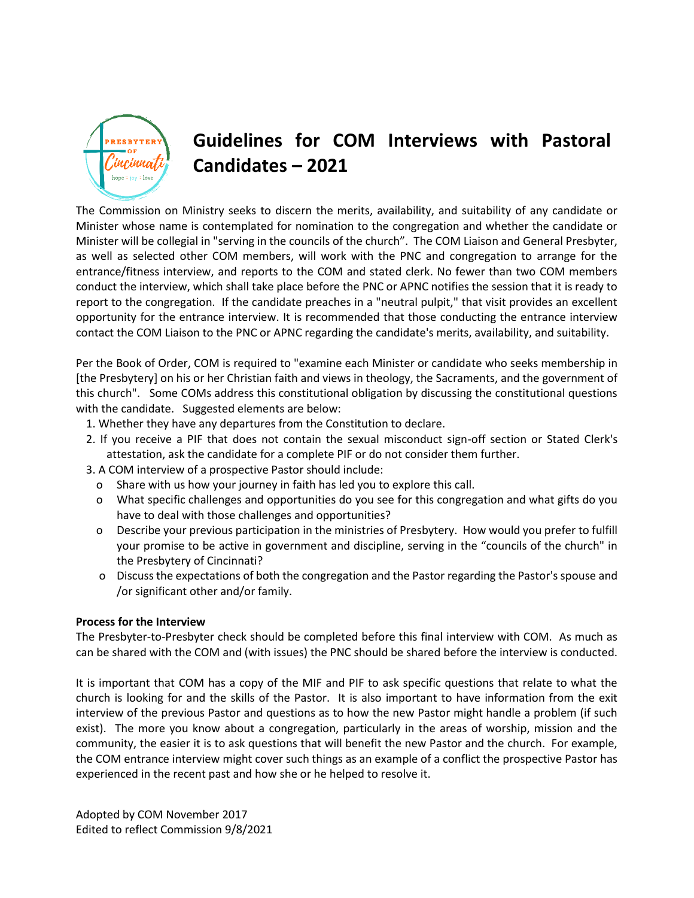# Guidelines for COM Interviews with Pastoral Candidates – 2021

The Commission on Ministry seeks to discern the merits, availability, and suitability of any candidate or Minister whose name is contemplated for nomination to the congregation and whether the candidate or Minister will be collegial in "serving in the councils of the church". The COM Liaison and General Presbyter, as well as selected other COM members, will work with the PNC and congregation to arrange for the entrance/fitness interview, and reports to the COM and stated clerk. No fewer than two COM members conduct the interview, which shall take place before the PNC or APNC notifies the session that it is ready to report to the congregation. If the candidate preaches in a "neutral pulpit," that visit provides an excellent opportunity for the entrance interview. It is recommended that those conducting the entrance interview contact the COM Liaison to the PNC or APNC regarding the candidate's merits, availability, and suitability.

Per the Book of Order, COM is required to "examine each Minister or candidate who seeks membership in [the Presbytery] on his or her Christian faith and views in theology, the Sacraments, and the government of this church". Some COMs address this constitutional obligation by discussing the constitutional questions with the candidate. Suggested elements are below:

1. Whether they have any departures from the Constitution to declare.
2. If you receive a PIF that does not contain the sexual misconduct sign-off section or Stated Clerk's attestation, ask the candidate for a complete PIF or do not consider them further.
3. A COM interview of a prospective Pastor should include:
   - Share with us how your journey in faith has led you to explore this call.
   - What specific challenges and opportunities do you see for this congregation and what gifts do you have to deal with those challenges and opportunities?
   - Describe your previous participation in the ministries of Presbytery. How would you prefer to fulfill your promise to be active in government and discipline, serving in the "councils of the church" in the Presbytery of Cincinnati?
   - Discuss the expectations of both the congregation and the Pastor regarding the Pastor's spouse and /or significant other and/or family.

**Process for the Interview**

The Presbyter-to-Presbyter check should be completed before this final interview with COM. As much as can be shared with the COM and (with issues) the PNC should be shared before the interview is conducted.

It is important that COM has a copy of the MIF and PIF to ask specific questions that relate to what the church is looking for and the skills of the Pastor. It is also important to have information from the exit interview of the previous Pastor and questions as to how the new Pastor might handle a problem (if such exist). The more you know about a congregation, particularly in the areas of worship, mission and the community, the easier it is to ask questions that will benefit the new Pastor and the church. For example, the COM entrance interview might cover such things as an example of a conflict the prospective Pastor has experienced in the recent past and how she or he helped to resolve it.

Adopted by COM November 2017
Edited to reflect Commission 9/8/2021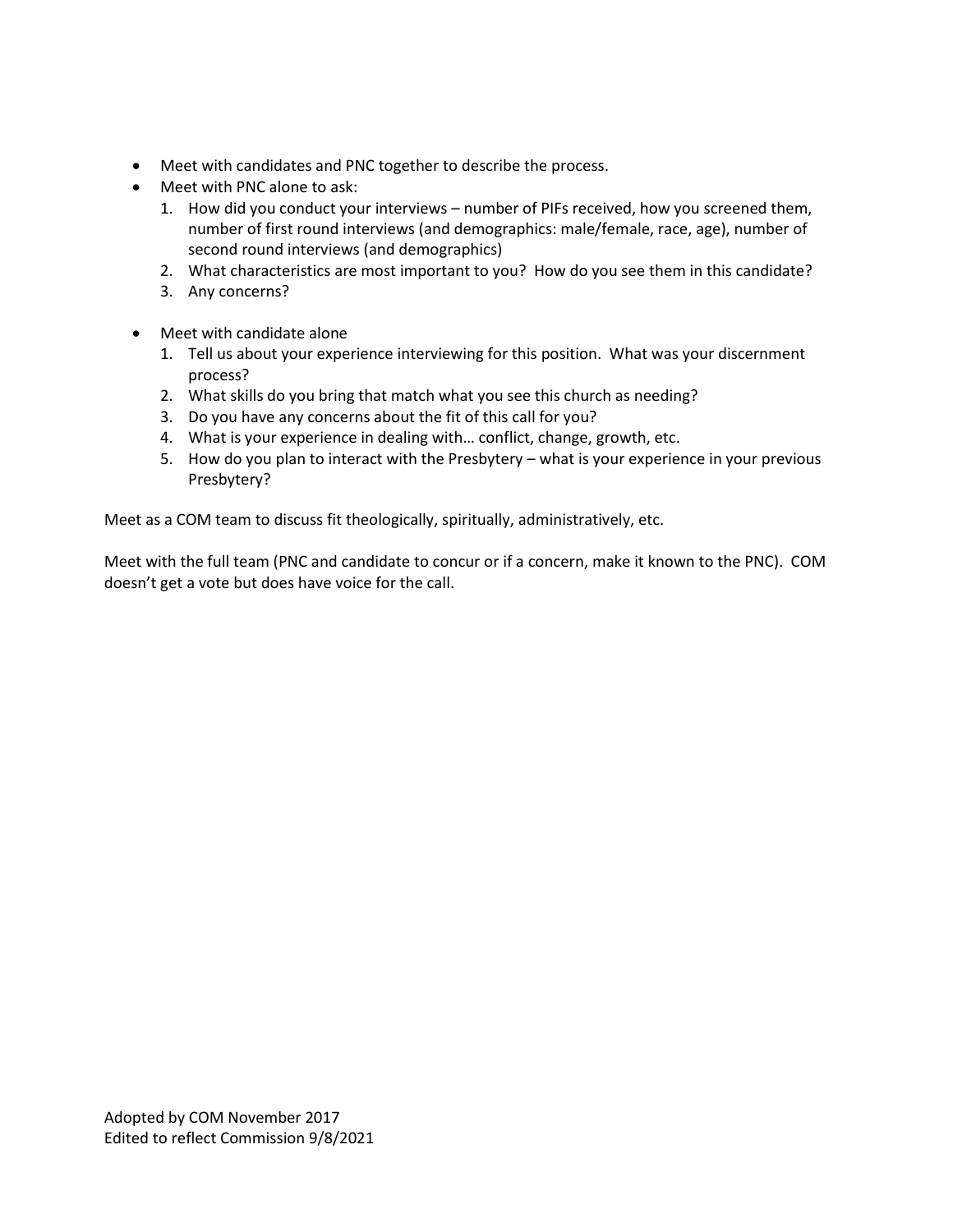- Meet with candidates and PNC together to describe the process.
- Meet with PNC alone to ask:
  1. How did you conduct your interviews – number of PIFs received, how you screened them, number of first round interviews (and demographics: male/female, race, age), number of second round interviews (and demographics)
  2. What characteristics are most important to you? How do you see them in this candidate?
  3. Any concerns?

- Meet with candidate alone
  1. Tell us about your experience interviewing for this position. What was your discernment process?
  2. What skills do you bring that match what you see this church as needing?
  3. Do you have any concerns about the fit of this call for you?
  4. What is your experience in dealing with… conflict, change, growth, etc.
  5. How do you plan to interact with the Presbytery – what is your experience in your previous Presbytery?

Meet as a COM team to discuss fit theologically, spiritually, administratively, etc.

Meet with the full team (PNC and candidate to concur or if a concern, make it known to the PNC). COM doesn't get a vote but does have voice for the call.

Adopted by COM November 2017
Edited to reflect Commission 9/8/2021